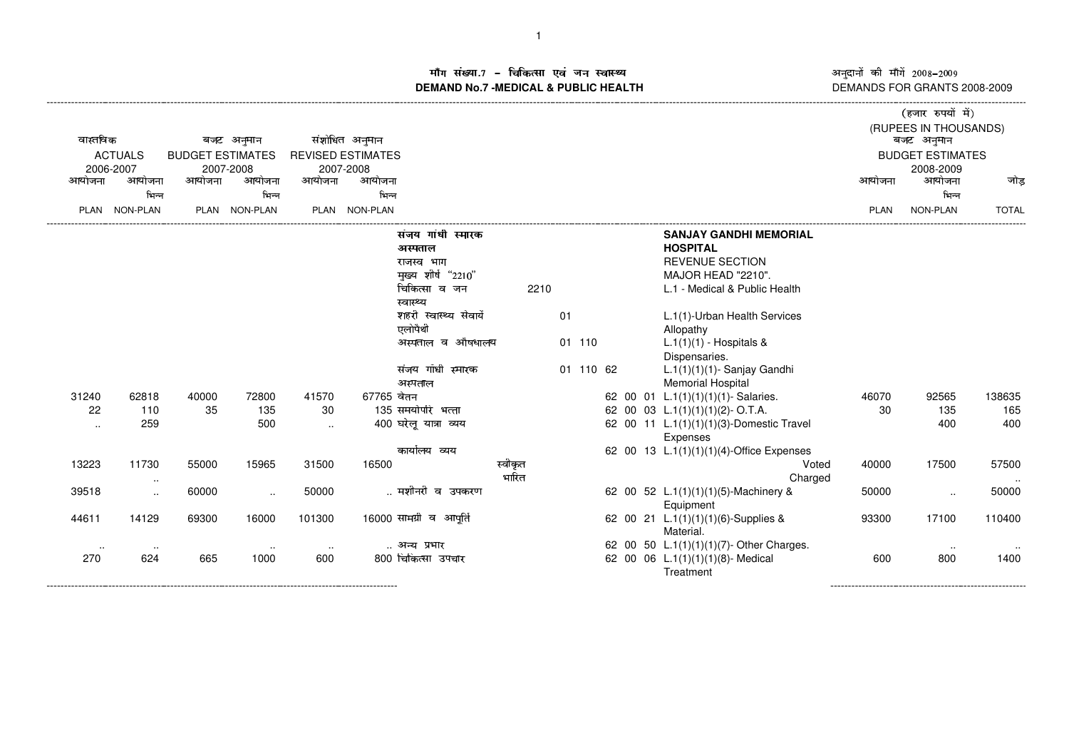# माँग संख्या.7 – चिकित्सा एवं जन स्वास्थ्य
# DEMAND No.7 -MEDICAL & PUBLIC HEALTH

अनुदानों की माँगें 2008-2009
DEMANDS FOR GRANTS 2008-2009

(हजार रुपयों में)
(RUPEES IN THOUSANDS)

| वास्तविक ACTUALS 2006-2007 आयोजना PLAN | आयोजना भिन्न NON-PLAN | बजट अनुमान BUDGET ESTIMATES 2007-2008 आयोजना PLAN | आयोजना भिन्न NON-PLAN | संशोधित अनुमान REVISED ESTIMATES 2007-2008 आयोजना PLAN | आयोजना भिन्न NON-PLAN | | | | | बजट अनुमान BUDGET ESTIMATES 2008-2009 आयोजना PLAN | आयोजना भिन्न NON-PLAN | जोड़ TOTAL |
|---|---|---|---|---|---|---|---|---|---|---|---|---|
| | | | | | | संजय गांधी स्मारक अस्पताल | | | **SANJAY GANDHI MEMORIAL HOSPITAL** | | | |
| | | | | | | राजस्व भाग | | | REVENUE SECTION | | | |
| | | | | | | मुख्य शीर्ष "2210" | | | MAJOR HEAD "2210". | | | |
| | | | | | | चिकित्सा व जन स्वास्थ्य | | 2210 | L.1 - Medical & Public Health | | | |
| | | | | | | शहरी स्वास्थ्य सेवायें एलोपैथी | | 01 | L.1(1)-Urban Health Services Allopathy | | | |
| | | | | | | अस्पताल व औषधालय | | 01 110 | L.1(1)(1) - Hospitals & Dispensaries. | | | |
| | | | | | | संजय गांधी स्मारक अस्पताल | | 01 110 62 | L.1(1)(1)(1)- Sanjay Gandhi Memorial Hospital | | | |
| 31240 | 62818 | 40000 | 72800 | 41570 | 67765 | वेतन | | 62 00 01 | L.1(1)(1)(1)(1)- Salaries. | 46070 | 92565 | 138635 |
| 22 | 110 | 35 | 135 | 30 | 135 | समयोपरि भत्ता | | 62 00 03 | L.1(1)(1)(1)(2)- O.T.A. | 30 | 135 | 165 |
| .. | 259 | | 500 | .. | 400 | घरेलू यात्रा व्यय | | 62 00 11 | L.1(1)(1)(1)(3)-Domestic Travel Expenses | | 400 | 400 |
| | | | | | | कार्यालय व्यय | | 62 00 13 | L.1(1)(1)(1)(4)-Office Expenses | | | |
| 13223 | 11730 | 55000 | 15965 | 31500 | 16500 | | स्वीकृत | | Voted | 40000 | 17500 | 57500 |
| | .. | | | | | | भारित | | Charged | | | .. |
| 39518 | .. | 60000 | .. | 50000 | .. | मशीनरी व उपकरण | | 62 00 52 | L.1(1)(1)(1)(5)-Machinery & Equipment | 50000 | .. | 50000 |
| 44611 | 14129 | 69300 | 16000 | 101300 | 16000 | सामग्री व आपूर्ति | | 62 00 21 | L.1(1)(1)(1)(6)-Supplies & Material. | 93300 | 17100 | 110400 |
| .. | .. | | .. | .. | .. | अन्य प्रभार | | 62 00 50 | L.1(1)(1)(1)(7)- Other Charges. | | .. | .. |
| 270 | 624 | 665 | 1000 | 600 | 800 | चिकित्सा उपचार | | 62 00 06 | L.1(1)(1)(1)(8)- Medical Treatment | 600 | 800 | 1400 |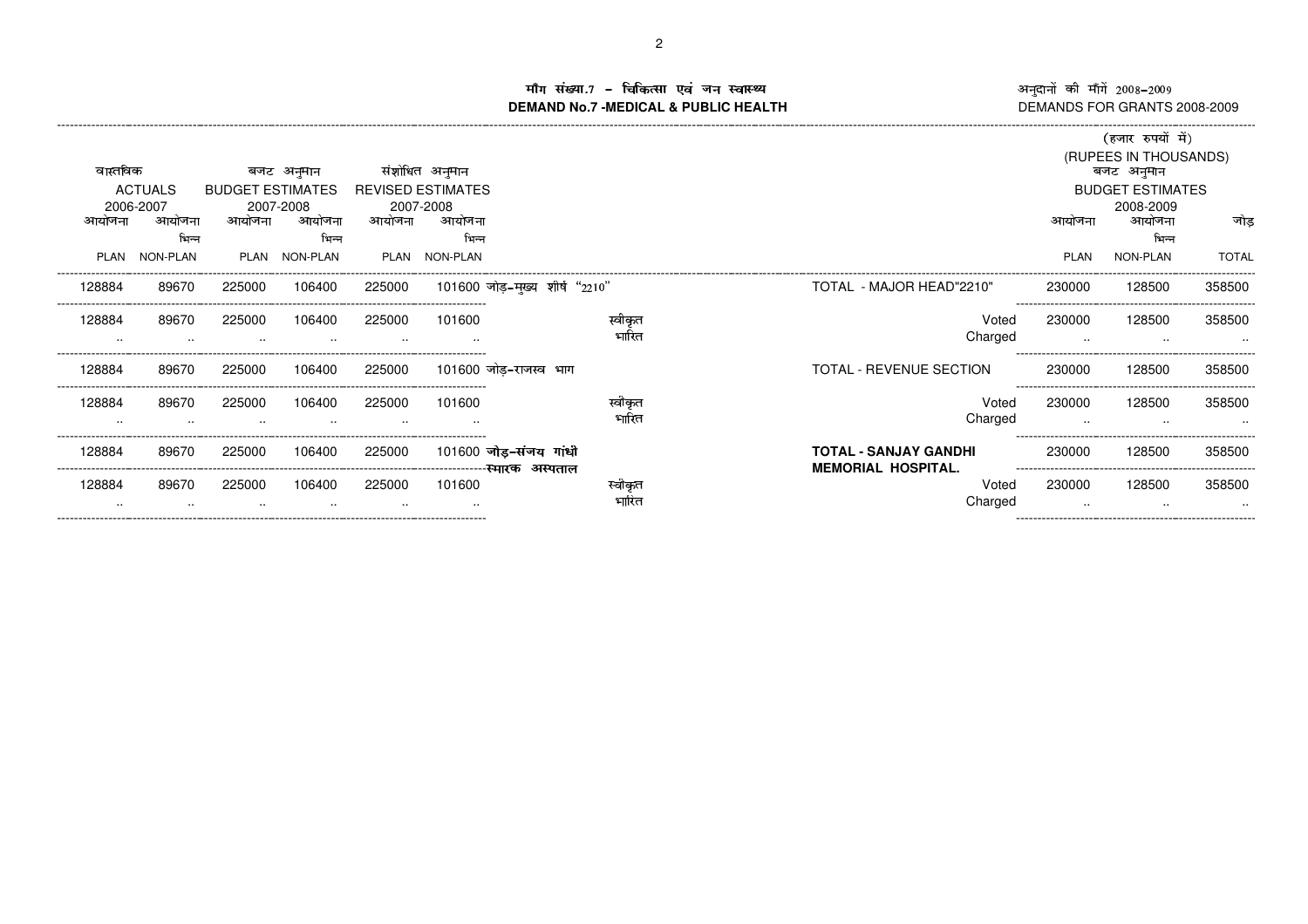# माँग संख्या.7 – चिकित्सा एवं जन स्वास्थ्य
# DEMAND No.7 -MEDICAL & PUBLIC HEALTH

अनुदानों की माँगें 2008-2009
DEMANDS FOR GRANTS 2008-2009

(हजार रुपयों में)
(RUPEES IN THOUSANDS)

| वास्तविक ACTUALS 2006-2007 | | बजट अनुमान BUDGET ESTIMATES 2007-2008 | | संशोधित अनुमान REVISED ESTIMATES 2007-2008 | | | | बजट अनुमान BUDGET ESTIMATES 2008-2009 | | |
|---|---|---|---|---|---|---|---|---|---|---|
| आयोजना PLAN | आयोजना भिन्न NON-PLAN | आयोजना PLAN | आयोजना भिन्न NON-PLAN | आयोजना PLAN | आयोजना भिन्न NON-PLAN | | | आयोजना PLAN | आयोजना भिन्न NON-PLAN | जोड़ TOTAL |
| 128884 | 89670 | 225000 | 106400 | 225000 | 101600 | जोड़-मुख्य शीर्ष "2210" | TOTAL - MAJOR HEAD"2210" | 230000 | 128500 | 358500 |
| 128884 | 89670 | 225000 | 106400 | 225000 | 101600 | स्वीकृत | Voted | 230000 | 128500 | 358500 |
| .. | .. | .. | .. | .. | .. | भारित | Charged | .. | .. | .. |
| 128884 | 89670 | 225000 | 106400 | 225000 | 101600 | जोड़-राजस्व भाग | TOTAL - REVENUE SECTION | 230000 | 128500 | 358500 |
| 128884 | 89670 | 225000 | 106400 | 225000 | 101600 | स्वीकृत | Voted | 230000 | 128500 | 358500 |
| .. | .. | .. | .. | .. | .. | भारित | Charged | .. | .. | .. |
| 128884 | 89670 | 225000 | 106400 | 225000 | 101600 | **जोड़-संजय गांधी स्मारक अस्पताल** | **TOTAL - SANJAY GANDHI MEMORIAL HOSPITAL.** | 230000 | 128500 | 358500 |
| 128884 | 89670 | 225000 | 106400 | 225000 | 101600 | स्वीकृत | Voted | 230000 | 128500 | 358500 |
| .. | .. | .. | .. | .. | .. | भारित | Charged | .. | .. | .. |